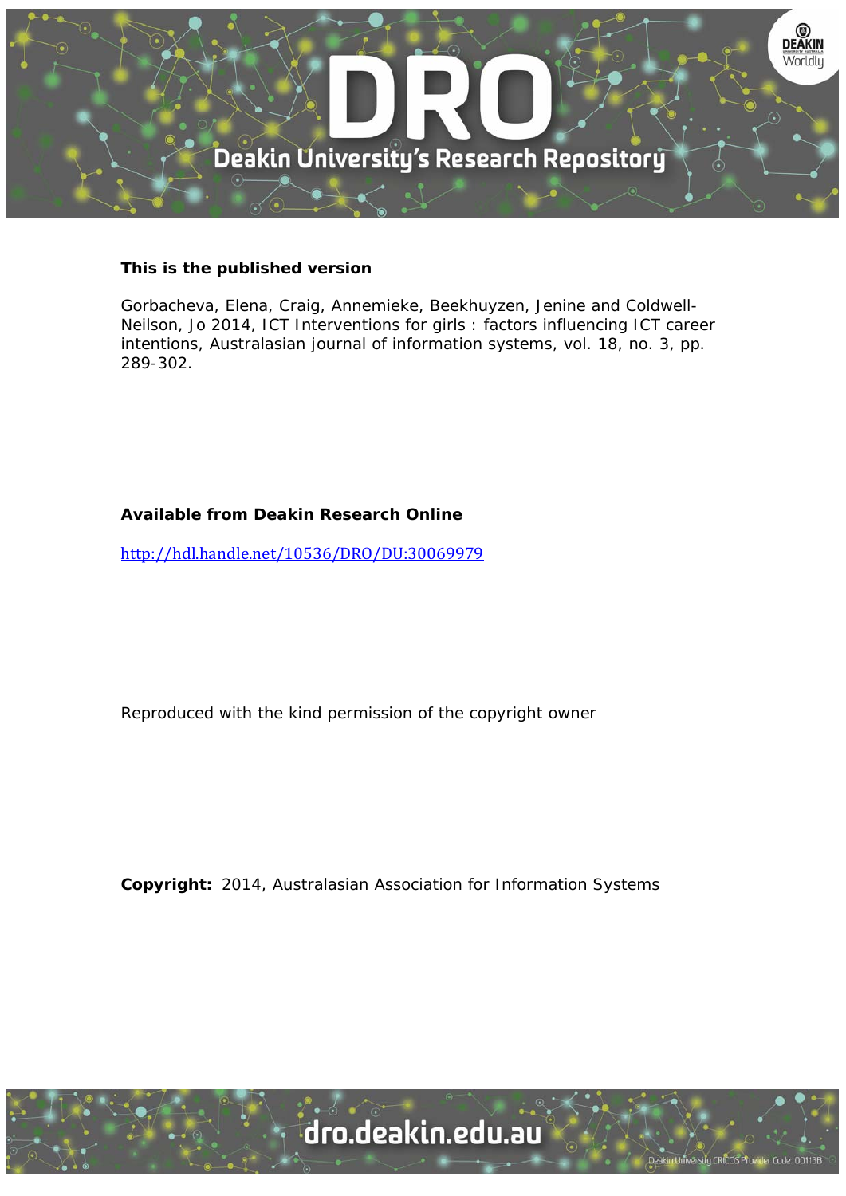**This is the published version**

Gorbacheva, Elena, Craig, Annemieke, Beekhuyzen, Jenine and Coldwell-Neilson, Jo 2014, ICT Interventions for girls : factors influencing ICT career intentions, Australasian journal of information systems, vol. 18, no. 3, pp. 289-302.

**Available from Deakin Research Online**

http://hdl.handle.net/10536/DRO/DU:30069979

Reproduced with the kind permission of the copyright owner

**Copyright:** 2014, Australasian Association for Information Systems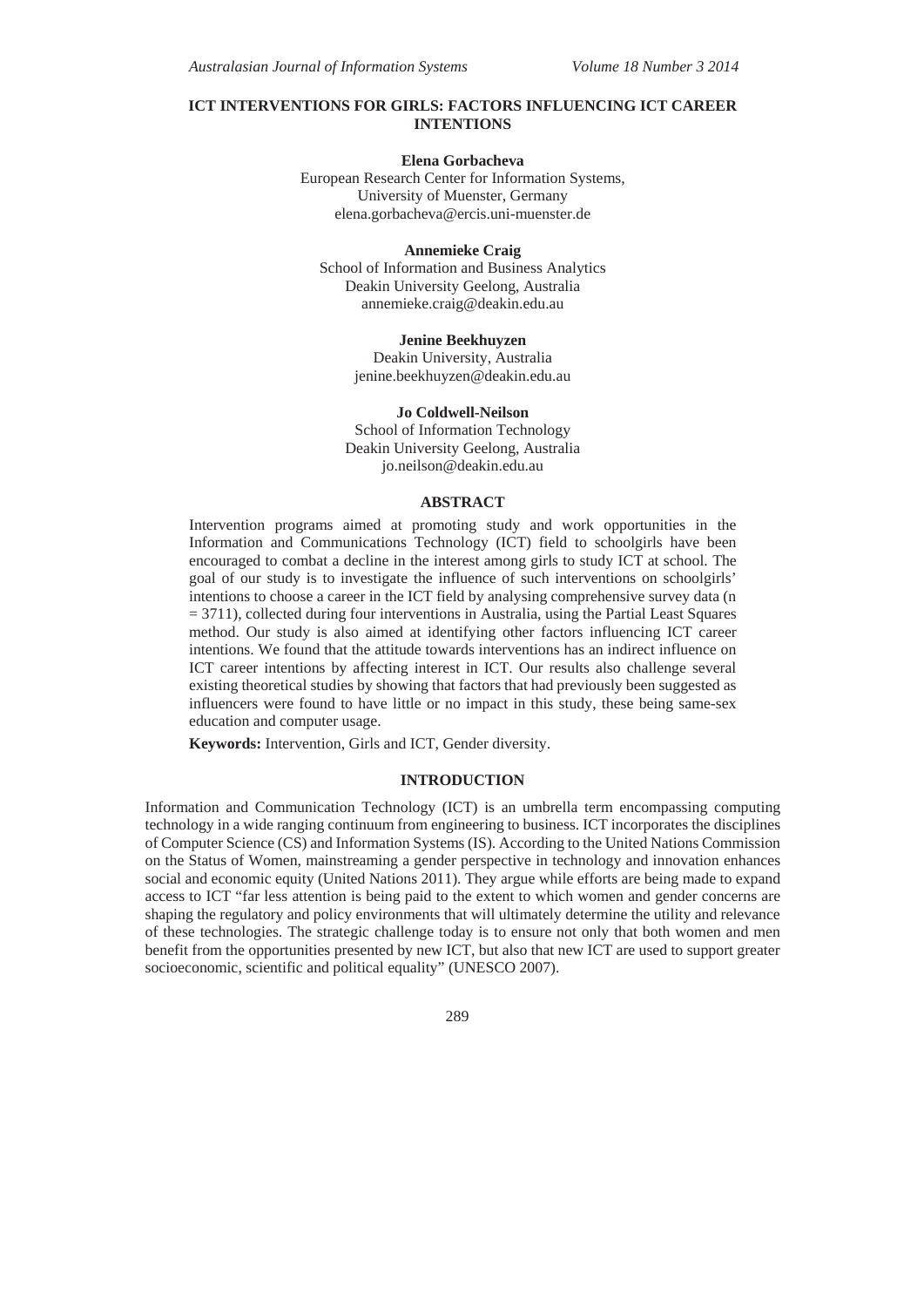# ICT INTERVENTIONS FOR GIRLS: FACTORS INFLUENCING ICT CAREER INTENTIONS

**Elena Gorbacheva**
European Research Center for Information Systems,
University of Muenster, Germany
elena.gorbacheva@ercis.uni-muenster.de

**Annemieke Craig**
School of Information and Business Analytics
Deakin University Geelong, Australia
annemieke.craig@deakin.edu.au

**Jenine Beekhuyzen**
Deakin University, Australia
jenine.beekhuyzen@deakin.edu.au

**Jo Coldwell-Neilson**
School of Information Technology
Deakin University Geelong, Australia
jo.neilson@deakin.edu.au

## ABSTRACT

Intervention programs aimed at promoting study and work opportunities in the Information and Communications Technology (ICT) field to schoolgirls have been encouraged to combat a decline in the interest among girls to study ICT at school. The goal of our study is to investigate the influence of such interventions on schoolgirls' intentions to choose a career in the ICT field by analysing comprehensive survey data (n = 3711), collected during four interventions in Australia, using the Partial Least Squares method. Our study is also aimed at identifying other factors influencing ICT career intentions. We found that the attitude towards interventions has an indirect influence on ICT career intentions by affecting interest in ICT. Our results also challenge several existing theoretical studies by showing that factors that had previously been suggested as influencers were found to have little or no impact in this study, these being same-sex education and computer usage.

**Keywords:** Intervention, Girls and ICT, Gender diversity.

## INTRODUCTION

Information and Communication Technology (ICT) is an umbrella term encompassing computing technology in a wide ranging continuum from engineering to business. ICT incorporates the disciplines of Computer Science (CS) and Information Systems (IS). According to the United Nations Commission on the Status of Women, mainstreaming a gender perspective in technology and innovation enhances social and economic equity (United Nations 2011). They argue while efforts are being made to expand access to ICT "far less attention is being paid to the extent to which women and gender concerns are shaping the regulatory and policy environments that will ultimately determine the utility and relevance of these technologies. The strategic challenge today is to ensure not only that both women and men benefit from the opportunities presented by new ICT, but also that new ICT are used to support greater socioeconomic, scientific and political equality" (UNESCO 2007).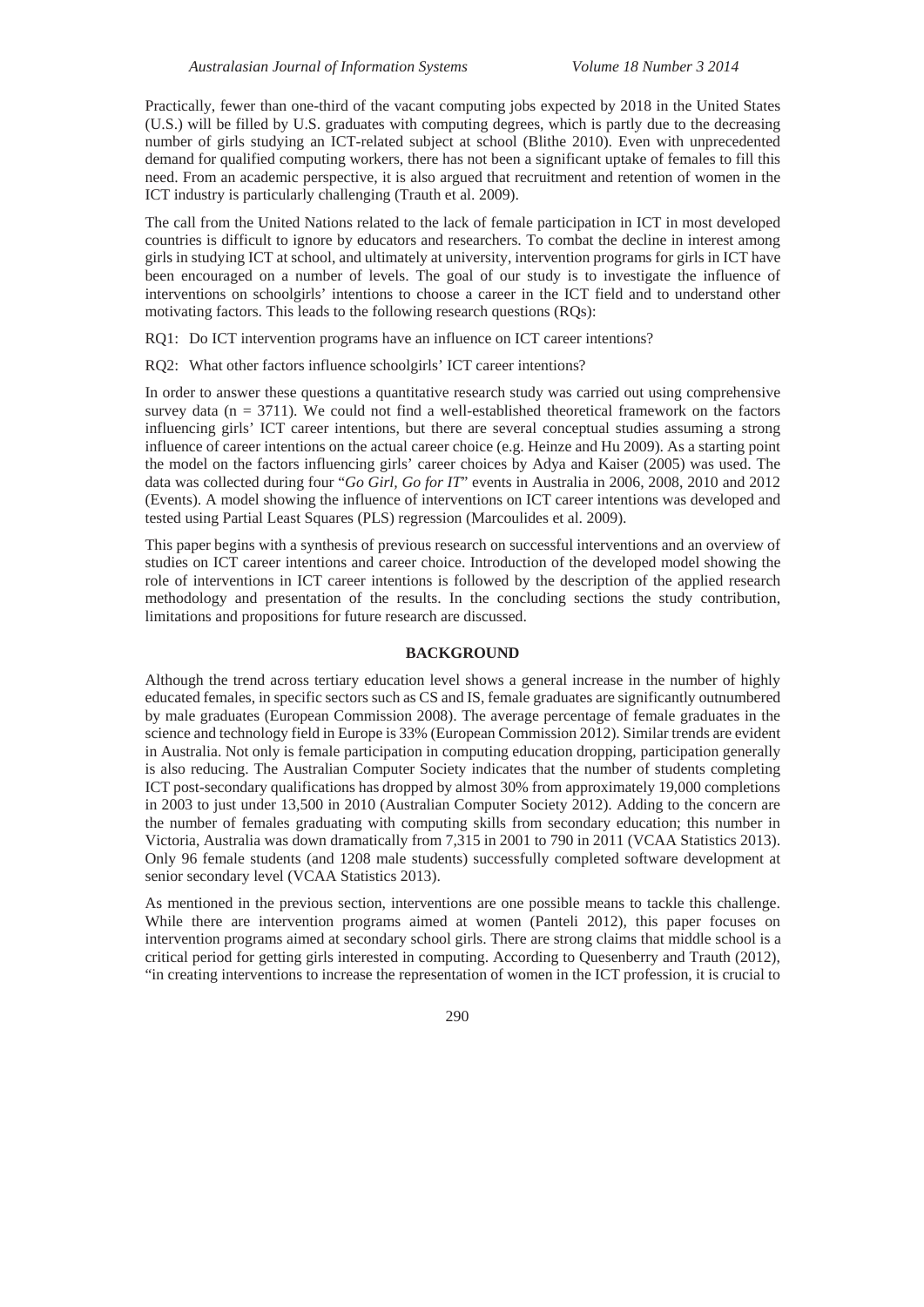Practically, fewer than one-third of the vacant computing jobs expected by 2018 in the United States (U.S.) will be filled by U.S. graduates with computing degrees, which is partly due to the decreasing number of girls studying an ICT-related subject at school (Blithe 2010). Even with unprecedented demand for qualified computing workers, there has not been a significant uptake of females to fill this need. From an academic perspective, it is also argued that recruitment and retention of women in the ICT industry is particularly challenging (Trauth et al. 2009).

The call from the United Nations related to the lack of female participation in ICT in most developed countries is difficult to ignore by educators and researchers. To combat the decline in interest among girls in studying ICT at school, and ultimately at university, intervention programs for girls in ICT have been encouraged on a number of levels. The goal of our study is to investigate the influence of interventions on schoolgirls' intentions to choose a career in the ICT field and to understand other motivating factors. This leads to the following research questions (RQs):

RQ1: Do ICT intervention programs have an influence on ICT career intentions?

RQ2: What other factors influence schoolgirls' ICT career intentions?

In order to answer these questions a quantitative research study was carried out using comprehensive survey data (n = 3711). We could not find a well-established theoretical framework on the factors influencing girls' ICT career intentions, but there are several conceptual studies assuming a strong influence of career intentions on the actual career choice (e.g. Heinze and Hu 2009). As a starting point the model on the factors influencing girls' career choices by Adya and Kaiser (2005) was used. The data was collected during four "*Go Girl, Go for IT*" events in Australia in 2006, 2008, 2010 and 2012 (Events). A model showing the influence of interventions on ICT career intentions was developed and tested using Partial Least Squares (PLS) regression (Marcoulides et al. 2009).

This paper begins with a synthesis of previous research on successful interventions and an overview of studies on ICT career intentions and career choice. Introduction of the developed model showing the role of interventions in ICT career intentions is followed by the description of the applied research methodology and presentation of the results. In the concluding sections the study contribution, limitations and propositions for future research are discussed.

## BACKGROUND

Although the trend across tertiary education level shows a general increase in the number of highly educated females, in specific sectors such as CS and IS, female graduates are significantly outnumbered by male graduates (European Commission 2008). The average percentage of female graduates in the science and technology field in Europe is 33% (European Commission 2012). Similar trends are evident in Australia. Not only is female participation in computing education dropping, participation generally is also reducing. The Australian Computer Society indicates that the number of students completing ICT post-secondary qualifications has dropped by almost 30% from approximately 19,000 completions in 2003 to just under 13,500 in 2010 (Australian Computer Society 2012). Adding to the concern are the number of females graduating with computing skills from secondary education; this number in Victoria, Australia was down dramatically from 7,315 in 2001 to 790 in 2011 (VCAA Statistics 2013). Only 96 female students (and 1208 male students) successfully completed software development at senior secondary level (VCAA Statistics 2013).

As mentioned in the previous section, interventions are one possible means to tackle this challenge. While there are intervention programs aimed at women (Panteli 2012), this paper focuses on intervention programs aimed at secondary school girls. There are strong claims that middle school is a critical period for getting girls interested in computing. According to Quesenberry and Trauth (2012), "in creating interventions to increase the representation of women in the ICT profession, it is crucial to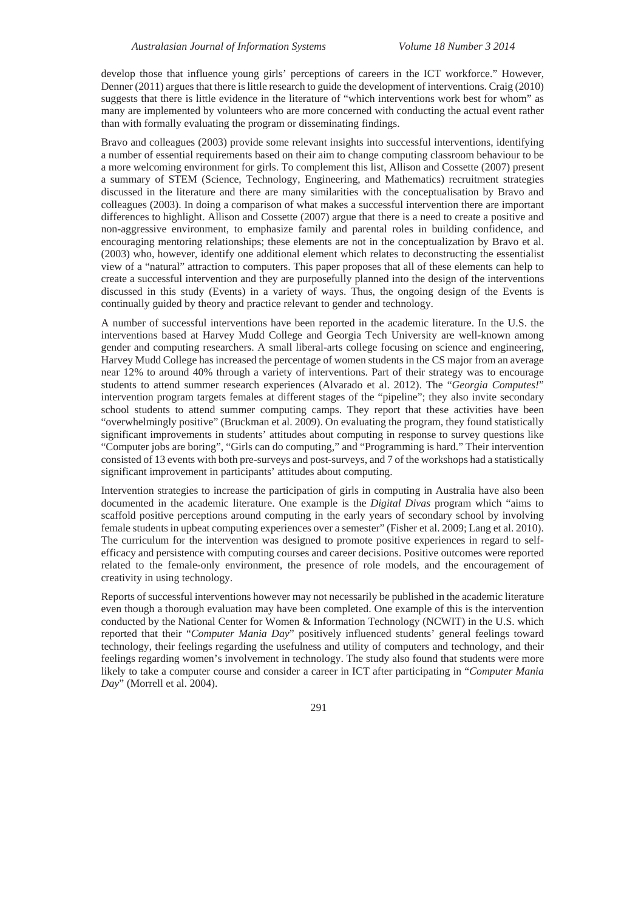develop those that influence young girls' perceptions of careers in the ICT workforce." However, Denner (2011) argues that there is little research to guide the development of interventions. Craig (2010) suggests that there is little evidence in the literature of "which interventions work best for whom" as many are implemented by volunteers who are more concerned with conducting the actual event rather than with formally evaluating the program or disseminating findings.

Bravo and colleagues (2003) provide some relevant insights into successful interventions, identifying a number of essential requirements based on their aim to change computing classroom behaviour to be a more welcoming environment for girls. To complement this list, Allison and Cossette (2007) present a summary of STEM (Science, Technology, Engineering, and Mathematics) recruitment strategies discussed in the literature and there are many similarities with the conceptualisation by Bravo and colleagues (2003). In doing a comparison of what makes a successful intervention there are important differences to highlight. Allison and Cossette (2007) argue that there is a need to create a positive and non-aggressive environment, to emphasize family and parental roles in building confidence, and encouraging mentoring relationships; these elements are not in the conceptualization by Bravo et al. (2003) who, however, identify one additional element which relates to deconstructing the essentialist view of a "natural" attraction to computers. This paper proposes that all of these elements can help to create a successful intervention and they are purposefully planned into the design of the interventions discussed in this study (Events) in a variety of ways. Thus, the ongoing design of the Events is continually guided by theory and practice relevant to gender and technology.

A number of successful interventions have been reported in the academic literature. In the U.S. the interventions based at Harvey Mudd College and Georgia Tech University are well-known among gender and computing researchers. A small liberal-arts college focusing on science and engineering, Harvey Mudd College has increased the percentage of women students in the CS major from an average near 12% to around 40% through a variety of interventions. Part of their strategy was to encourage students to attend summer research experiences (Alvarado et al. 2012). The "*Georgia Computes!*" intervention program targets females at different stages of the "pipeline"; they also invite secondary school students to attend summer computing camps. They report that these activities have been "overwhelmingly positive" (Bruckman et al. 2009). On evaluating the program, they found statistically significant improvements in students' attitudes about computing in response to survey questions like "Computer jobs are boring", "Girls can do computing," and "Programming is hard." Their intervention consisted of 13 events with both pre-surveys and post-surveys, and 7 of the workshops had a statistically significant improvement in participants' attitudes about computing.

Intervention strategies to increase the participation of girls in computing in Australia have also been documented in the academic literature. One example is the *Digital Divas* program which "aims to scaffold positive perceptions around computing in the early years of secondary school by involving female students in upbeat computing experiences over a semester" (Fisher et al. 2009; Lang et al. 2010). The curriculum for the intervention was designed to promote positive experiences in regard to self-efficacy and persistence with computing courses and career decisions. Positive outcomes were reported related to the female-only environment, the presence of role models, and the encouragement of creativity in using technology.

Reports of successful interventions however may not necessarily be published in the academic literature even though a thorough evaluation may have been completed. One example of this is the intervention conducted by the National Center for Women & Information Technology (NCWIT) in the U.S. which reported that their "*Computer Mania Day*" positively influenced students' general feelings toward technology, their feelings regarding the usefulness and utility of computers and technology, and their feelings regarding women's involvement in technology. The study also found that students were more likely to take a computer course and consider a career in ICT after participating in "*Computer Mania Day*" (Morrell et al. 2004).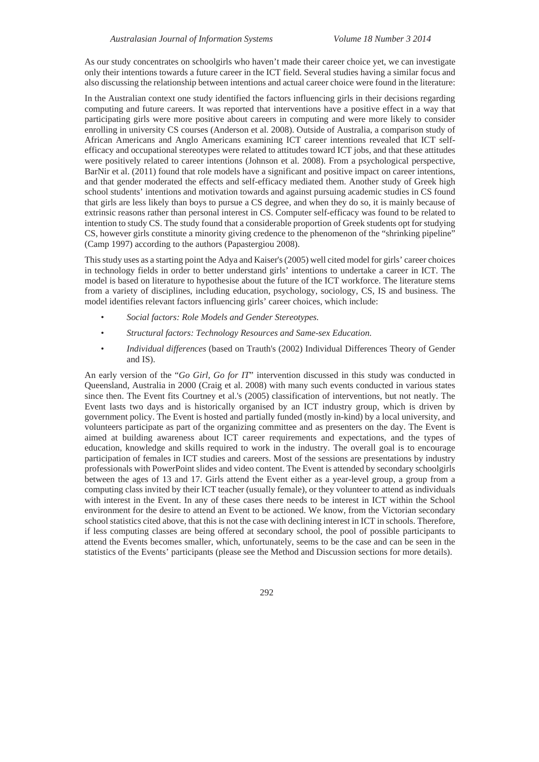As our study concentrates on schoolgirls who haven't made their career choice yet, we can investigate only their intentions towards a future career in the ICT field. Several studies having a similar focus and also discussing the relationship between intentions and actual career choice were found in the literature:

In the Australian context one study identified the factors influencing girls in their decisions regarding computing and future careers. It was reported that interventions have a positive effect in a way that participating girls were more positive about careers in computing and were more likely to consider enrolling in university CS courses (Anderson et al. 2008). Outside of Australia, a comparison study of African Americans and Anglo Americans examining ICT career intentions revealed that ICT self-efficacy and occupational stereotypes were related to attitudes toward ICT jobs, and that these attitudes were positively related to career intentions (Johnson et al. 2008). From a psychological perspective, BarNir et al. (2011) found that role models have a significant and positive impact on career intentions, and that gender moderated the effects and self-efficacy mediated them. Another study of Greek high school students' intentions and motivation towards and against pursuing academic studies in CS found that girls are less likely than boys to pursue a CS degree, and when they do so, it is mainly because of extrinsic reasons rather than personal interest in CS. Computer self-efficacy was found to be related to intention to study CS. The study found that a considerable proportion of Greek students opt for studying CS, however girls constitute a minority giving credence to the phenomenon of the "shrinking pipeline" (Camp 1997) according to the authors (Papastergiou 2008).

This study uses as a starting point the Adya and Kaiser's (2005) well cited model for girls' career choices in technology fields in order to better understand girls' intentions to undertake a career in ICT. The model is based on literature to hypothesise about the future of the ICT workforce. The literature stems from a variety of disciplines, including education, psychology, sociology, CS, IS and business. The model identifies relevant factors influencing girls' career choices, which include:

- *Social factors: Role Models and Gender Stereotypes.*
- *Structural factors: Technology Resources and Same-sex Education.*
- *Individual differences* (based on Trauth's (2002) Individual Differences Theory of Gender and IS).

An early version of the "*Go Girl, Go for IT*" intervention discussed in this study was conducted in Queensland, Australia in 2000 (Craig et al. 2008) with many such events conducted in various states since then. The Event fits Courtney et al.'s (2005) classification of interventions, but not neatly. The Event lasts two days and is historically organised by an ICT industry group, which is driven by government policy. The Event is hosted and partially funded (mostly in-kind) by a local university, and volunteers participate as part of the organizing committee and as presenters on the day. The Event is aimed at building awareness about ICT career requirements and expectations, and the types of education, knowledge and skills required to work in the industry. The overall goal is to encourage participation of females in ICT studies and careers. Most of the sessions are presentations by industry professionals with PowerPoint slides and video content. The Event is attended by secondary schoolgirls between the ages of 13 and 17. Girls attend the Event either as a year-level group, a group from a computing class invited by their ICT teacher (usually female), or they volunteer to attend as individuals with interest in the Event. In any of these cases there needs to be interest in ICT within the School environment for the desire to attend an Event to be actioned. We know, from the Victorian secondary school statistics cited above, that this is not the case with declining interest in ICT in schools. Therefore, if less computing classes are being offered at secondary school, the pool of possible participants to attend the Events becomes smaller, which, unfortunately, seems to be the case and can be seen in the statistics of the Events' participants (please see the Method and Discussion sections for more details).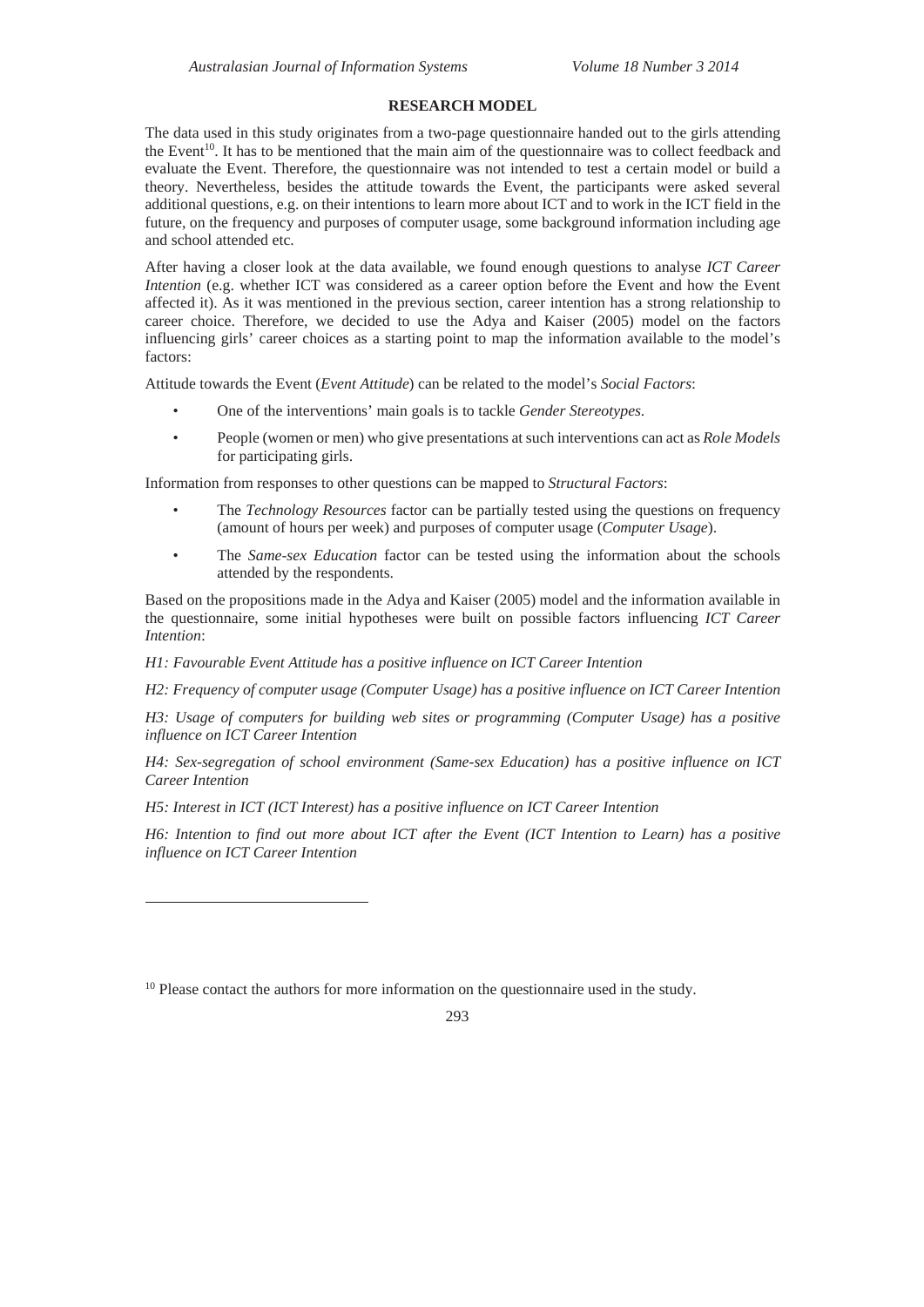## RESEARCH MODEL

The data used in this study originates from a two-page questionnaire handed out to the girls attending the Event[10]. It has to be mentioned that the main aim of the questionnaire was to collect feedback and evaluate the Event. Therefore, the questionnaire was not intended to test a certain model or build a theory. Nevertheless, besides the attitude towards the Event, the participants were asked several additional questions, e.g. on their intentions to learn more about ICT and to work in the ICT field in the future, on the frequency and purposes of computer usage, some background information including age and school attended etc.

After having a closer look at the data available, we found enough questions to analyse *ICT Career Intention* (e.g. whether ICT was considered as a career option before the Event and how the Event affected it). As it was mentioned in the previous section, career intention has a strong relationship to career choice. Therefore, we decided to use the Adya and Kaiser (2005) model on the factors influencing girls' career choices as a starting point to map the information available to the model's factors:

Attitude towards the Event (*Event Attitude*) can be related to the model's *Social Factors*:

- One of the interventions' main goals is to tackle *Gender Stereotypes*.
- People (women or men) who give presentations at such interventions can act as *Role Models* for participating girls.

Information from responses to other questions can be mapped to *Structural Factors*:

- The *Technology Resources* factor can be partially tested using the questions on frequency (amount of hours per week) and purposes of computer usage (*Computer Usage*).
- The *Same-sex Education* factor can be tested using the information about the schools attended by the respondents.

Based on the propositions made in the Adya and Kaiser (2005) model and the information available in the questionnaire, some initial hypotheses were built on possible factors influencing *ICT Career Intention*:

*H1: Favourable Event Attitude has a positive influence on ICT Career Intention*

*H2: Frequency of computer usage (Computer Usage) has a positive influence on ICT Career Intention*

*H3: Usage of computers for building web sites or programming (Computer Usage) has a positive influence on ICT Career Intention*

*H4: Sex-segregation of school environment (Same-sex Education) has a positive influence on ICT Career Intention*

*H5: Interest in ICT (ICT Interest) has a positive influence on ICT Career Intention*

*H6: Intention to find out more about ICT after the Event (ICT Intention to Learn) has a positive influence on ICT Career Intention*

---

[10] Please contact the authors for more information on the questionnaire used in the study.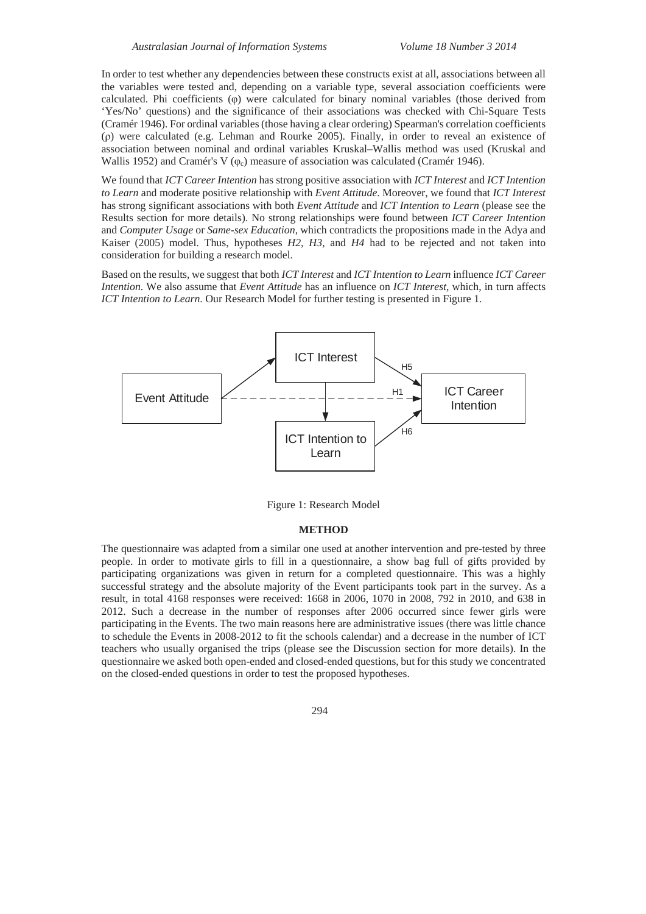In order to test whether any dependencies between these constructs exist at all, associations between all the variables were tested and, depending on a variable type, several association coefficients were calculated. Phi coefficients ($\varphi$) were calculated for binary nominal variables (those derived from 'Yes/No' questions) and the significance of their associations was checked with Chi-Square Tests (Cramér 1946). For ordinal variables (those having a clear ordering) Spearman's correlation coefficients ($\rho$) were calculated (e.g. Lehman and Rourke 2005). Finally, in order to reveal an existence of association between nominal and ordinal variables Kruskal–Wallis method was used (Kruskal and Wallis 1952) and Cramér's V ($\varphi_c$) measure of association was calculated (Cramér 1946).

We found that *ICT Career Intention* has strong positive association with *ICT Interest* and *ICT Intention to Learn* and moderate positive relationship with *Event Attitude*. Moreover, we found that *ICT Interest* has strong significant associations with both *Event Attitude* and *ICT Intention to Learn* (please see the Results section for more details). No strong relationships were found between *ICT Career Intention* and *Computer Usage* or *Same-sex Education*, which contradicts the propositions made in the Adya and Kaiser (2005) model. Thus, hypotheses *H2*, *H3*, and *H4* had to be rejected and not taken into consideration for building a research model.

Based on the results, we suggest that both *ICT Interest* and *ICT Intention to Learn* influence *ICT Career Intention*. We also assume that *Event Attitude* has an influence on *ICT Interest*, which, in turn affects *ICT Intention to Learn*. Our Research Model for further testing is presented in Figure 1.

Figure 1: Research Model

## METHOD

The questionnaire was adapted from a similar one used at another intervention and pre-tested by three people. In order to motivate girls to fill in a questionnaire, a show bag full of gifts provided by participating organizations was given in return for a completed questionnaire. This was a highly successful strategy and the absolute majority of the Event participants took part in the survey. As a result, in total 4168 responses were received: 1668 in 2006, 1070 in 2008, 792 in 2010, and 638 in 2012. Such a decrease in the number of responses after 2006 occurred since fewer girls were participating in the Events. The two main reasons here are administrative issues (there was little chance to schedule the Events in 2008-2012 to fit the schools calendar) and a decrease in the number of ICT teachers who usually organised the trips (please see the Discussion section for more details). In the questionnaire we asked both open-ended and closed-ended questions, but for this study we concentrated on the closed-ended questions in order to test the proposed hypotheses.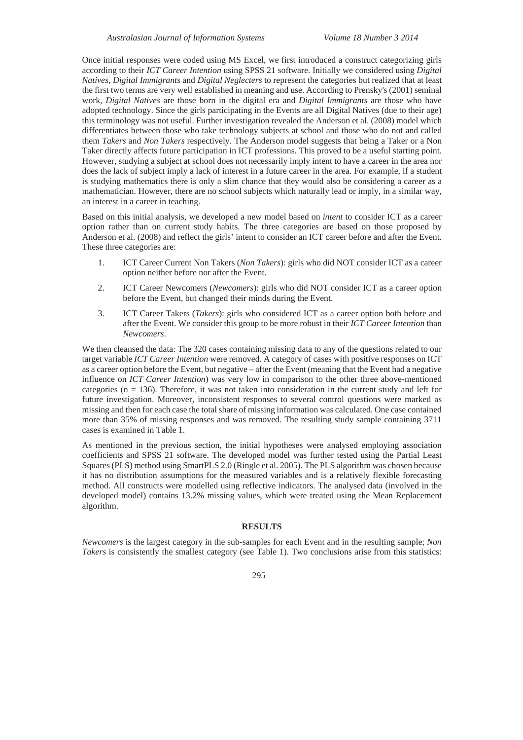Once initial responses were coded using MS Excel, we first introduced a construct categorizing girls according to their *ICT Career Intention* using SPSS 21 software. Initially we considered using *Digital Natives*, *Digital Immigrants* and *Digital Neglecters* to represent the categories but realized that at least the first two terms are very well established in meaning and use. According to Prensky's (2001) seminal work, *Digital Natives* are those born in the digital era and *Digital Immigrants* are those who have adopted technology. Since the girls participating in the Events are all Digital Natives (due to their age) this terminology was not useful. Further investigation revealed the Anderson et al. (2008) model which differentiates between those who take technology subjects at school and those who do not and called them *Takers* and *Non Takers* respectively. The Anderson model suggests that being a Taker or a Non Taker directly affects future participation in ICT professions. This proved to be a useful starting point. However, studying a subject at school does not necessarily imply intent to have a career in the area nor does the lack of subject imply a lack of interest in a future career in the area. For example, if a student is studying mathematics there is only a slim chance that they would also be considering a career as a mathematician. However, there are no school subjects which naturally lead or imply, in a similar way, an interest in a career in teaching.

Based on this initial analysis, we developed a new model based on *intent* to consider ICT as a career option rather than on current study habits. The three categories are based on those proposed by Anderson et al. (2008) and reflect the girls' intent to consider an ICT career before and after the Event. These three categories are:

1. ICT Career Current Non Takers (*Non Takers*): girls who did NOT consider ICT as a career option neither before nor after the Event.
2. ICT Career Newcomers (*Newcomers*): girls who did NOT consider ICT as a career option before the Event, but changed their minds during the Event.
3. ICT Career Takers (*Takers*): girls who considered ICT as a career option both before and after the Event. We consider this group to be more robust in their *ICT Career Intention* than *Newcomers*.

We then cleansed the data: The 320 cases containing missing data to any of the questions related to our target variable *ICT Career Intention* were removed. A category of cases with positive responses on ICT as a career option before the Event, but negative – after the Event (meaning that the Event had a negative influence on *ICT Career Intention*) was very low in comparison to the other three above-mentioned categories ($n = 136$). Therefore, it was not taken into consideration in the current study and left for future investigation. Moreover, inconsistent responses to several control questions were marked as missing and then for each case the total share of missing information was calculated. One case contained more than 35% of missing responses and was removed. The resulting study sample containing 3711 cases is examined in Table 1.

As mentioned in the previous section, the initial hypotheses were analysed employing association coefficients and SPSS 21 software. The developed model was further tested using the Partial Least Squares (PLS) method using SmartPLS 2.0 (Ringle et al. 2005). The PLS algorithm was chosen because it has no distribution assumptions for the measured variables and is a relatively flexible forecasting method. All constructs were modelled using reflective indicators. The analysed data (involved in the developed model) contains 13.2% missing values, which were treated using the Mean Replacement algorithm.

## RESULTS

*Newcomers* is the largest category in the sub-samples for each Event and in the resulting sample; *Non Takers* is consistently the smallest category (see Table 1). Two conclusions arise from this statistics: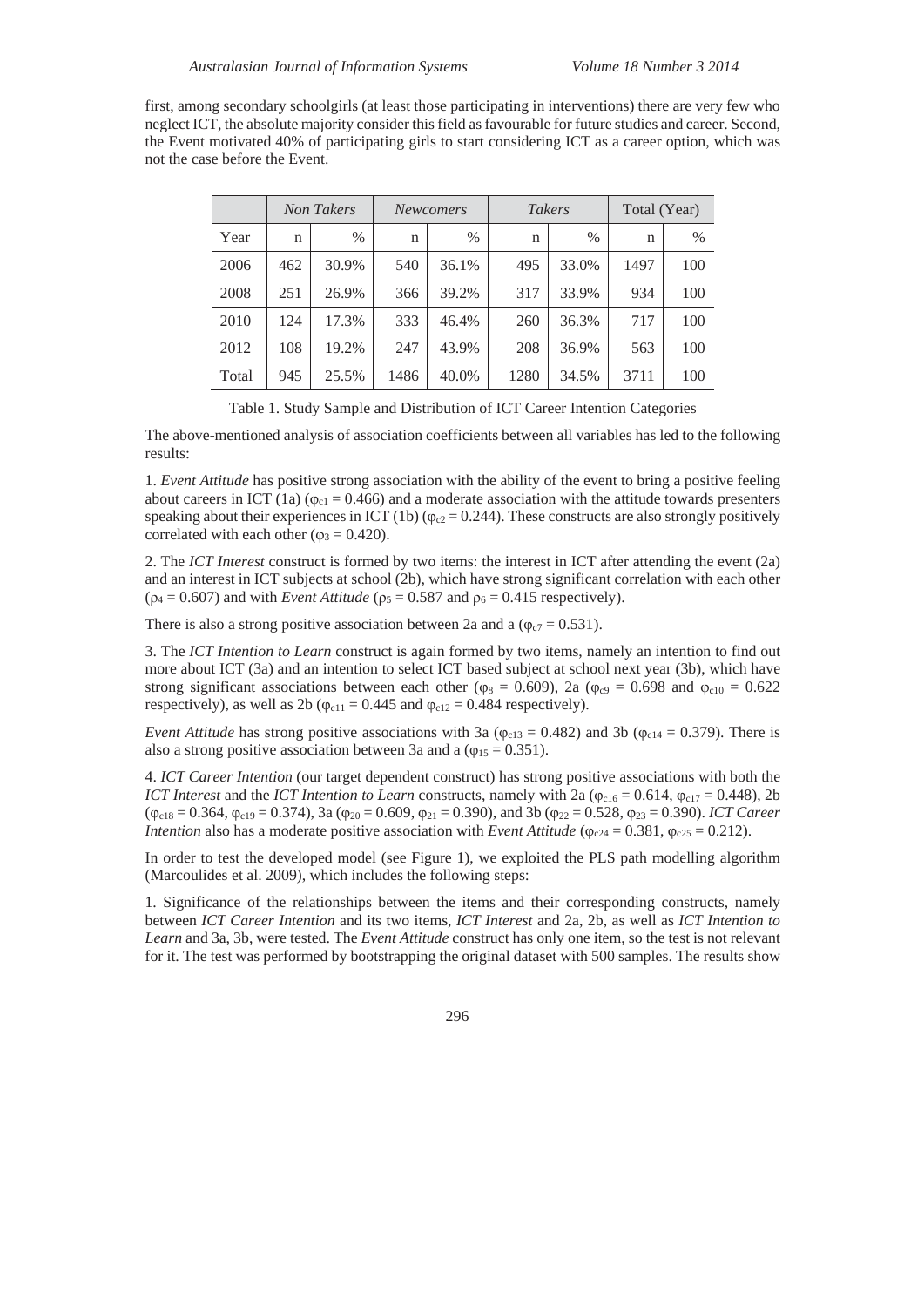first, among secondary schoolgirls (at least those participating in interventions) there are very few who neglect ICT, the absolute majority consider this field as favourable for future studies and career. Second, the Event motivated 40% of participating girls to start considering ICT as a career option, which was not the case before the Event.

| | *Non Takers* | | *Newcomers* | | *Takers* | | Total (Year) | |
|---|---|---|---|---|---|---|---|---|
| Year | n | % | n | % | n | % | n | % |
| 2006 | 462 | 30.9% | 540 | 36.1% | 495 | 33.0% | 1497 | 100 |
| 2008 | 251 | 26.9% | 366 | 39.2% | 317 | 33.9% | 934 | 100 |
| 2010 | 124 | 17.3% | 333 | 46.4% | 260 | 36.3% | 717 | 100 |
| 2012 | 108 | 19.2% | 247 | 43.9% | 208 | 36.9% | 563 | 100 |
| Total | 945 | 25.5% | 1486 | 40.0% | 1280 | 34.5% | 3711 | 100 |

Table 1. Study Sample and Distribution of ICT Career Intention Categories

The above-mentioned analysis of association coefficients between all variables has led to the following results:

1. *Event Attitude* has positive strong association with the ability of the event to bring a positive feeling about careers in ICT (1a) ($\varphi_{c1} = 0.466$) and a moderate association with the attitude towards presenters speaking about their experiences in ICT (1b) ($\varphi_{c2} = 0.244$). These constructs are also strongly positively correlated with each other ($\varphi_3 = 0.420$).

2. The *ICT Interest* construct is formed by two items: the interest in ICT after attending the event (2a) and an interest in ICT subjects at school (2b), which have strong significant correlation with each other ($\rho_4 = 0.607$) and with *Event Attitude* ($\rho_5 = 0.587$ and $\rho_6 = 0.415$ respectively).

There is also a strong positive association between 2a and a ($\varphi_{c7} = 0.531$).

3. The *ICT Intention to Learn* construct is again formed by two items, namely an intention to find out more about ICT (3a) and an intention to select ICT based subject at school next year (3b), which have strong significant associations between each other ($\varphi_8 = 0.609$), 2a ($\varphi_{c9} = 0.698$ and $\varphi_{c10} = 0.622$ respectively), as well as 2b ($\varphi_{c11} = 0.445$ and $\varphi_{c12} = 0.484$ respectively).

*Event Attitude* has strong positive associations with 3a ($\varphi_{c13} = 0.482$) and 3b ($\varphi_{c14} = 0.379$). There is also a strong positive association between 3a and a ($\varphi_{15} = 0.351$).

4. *ICT Career Intention* (our target dependent construct) has strong positive associations with both the *ICT Interest* and the *ICT Intention to Learn* constructs, namely with 2a ($\varphi_{c16} = 0.614$, $\varphi_{c17} = 0.448$), 2b ($\varphi_{c18} = 0.364$, $\varphi_{c19} = 0.374$), 3a ($\varphi_{20} = 0.609$, $\varphi_{21} = 0.390$), and 3b ($\varphi_{22} = 0.528$, $\varphi_{23} = 0.390$). *ICT Career Intention* also has a moderate positive association with *Event Attitude* ($\varphi_{c24} = 0.381$, $\varphi_{c25} = 0.212$).

In order to test the developed model (see Figure 1), we exploited the PLS path modelling algorithm (Marcoulides et al. 2009), which includes the following steps:

1. Significance of the relationships between the items and their corresponding constructs, namely between *ICT Career Intention* and its two items, *ICT Interest* and 2a, 2b, as well as *ICT Intention to Learn* and 3a, 3b, were tested. The *Event Attitude* construct has only one item, so the test is not relevant for it. The test was performed by bootstrapping the original dataset with 500 samples. The results show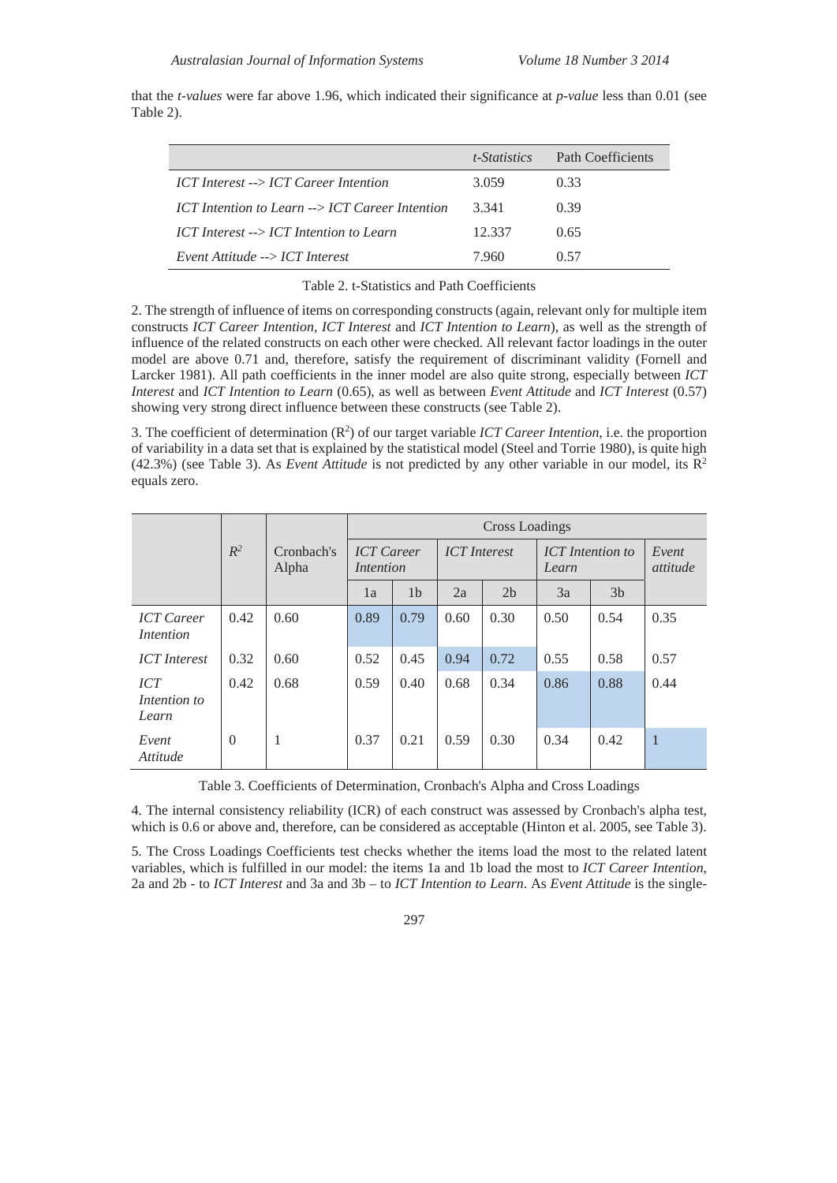that the *t-values* were far above 1.96, which indicated their significance at *p-value* less than 0.01 (see Table 2).

| | *t-Statistics* | Path Coefficients |
|---|---|---|
| *ICT Interest --> ICT Career Intention* | 3.059 | 0.33 |
| *ICT Intention to Learn --> ICT Career Intention* | 3.341 | 0.39 |
| *ICT Interest --> ICT Intention to Learn* | 12.337 | 0.65 |
| *Event Attitude --> ICT Interest* | 7.960 | 0.57 |

Table 2. t-Statistics and Path Coefficients

2. The strength of influence of items on corresponding constructs (again, relevant only for multiple item constructs *ICT Career Intention*, *ICT Interest* and *ICT Intention to Learn*), as well as the strength of influence of the related constructs on each other were checked. All relevant factor loadings in the outer model are above 0.71 and, therefore, satisfy the requirement of discriminant validity (Fornell and Larcker 1981). All path coefficients in the inner model are also quite strong, especially between *ICT Interest* and *ICT Intention to Learn* (0.65), as well as between *Event Attitude* and *ICT Interest* (0.57) showing very strong direct influence between these constructs (see Table 2).

3. The coefficient of determination ($R^2$) of our target variable *ICT Career Intention*, i.e. the proportion of variability in a data set that is explained by the statistical model (Steel and Torrie 1980), is quite high (42.3%) (see Table 3). As *Event Attitude* is not predicted by any other variable in our model, its $R^2$ equals zero.

| | $R^2$ | Cronbach's Alpha | Cross Loadings | | | | | | |
|---|---|---|---|---|---|---|---|---|---|
| | | | *ICT Career Intention* | | *ICT Interest* | | *ICT Intention to Learn* | | *Event attitude* |
| | | | 1a | 1b | 2a | 2b | 3a | 3b | |
| *ICT Career Intention* | 0.42 | 0.60 | 0.89 | 0.79 | 0.60 | 0.30 | 0.50 | 0.54 | 0.35 |
| *ICT Interest* | 0.32 | 0.60 | 0.52 | 0.45 | 0.94 | 0.72 | 0.55 | 0.58 | 0.57 |
| *ICT Intention to Learn* | 0.42 | 0.68 | 0.59 | 0.40 | 0.68 | 0.34 | 0.86 | 0.88 | 0.44 |
| *Event Attitude* | 0 | 1 | 0.37 | 0.21 | 0.59 | 0.30 | 0.34 | 0.42 | 1 |

Table 3. Coefficients of Determination, Cronbach's Alpha and Cross Loadings

4. The internal consistency reliability (ICR) of each construct was assessed by Cronbach's alpha test, which is 0.6 or above and, therefore, can be considered as acceptable (Hinton et al. 2005, see Table 3).

5. The Cross Loadings Coefficients test checks whether the items load the most to the related latent variables, which is fulfilled in our model: the items 1a and 1b load the most to *ICT Career Intention*, 2a and 2b - to *ICT Interest* and 3a and 3b – to *ICT Intention to Learn*. As *Event Attitude* is the single-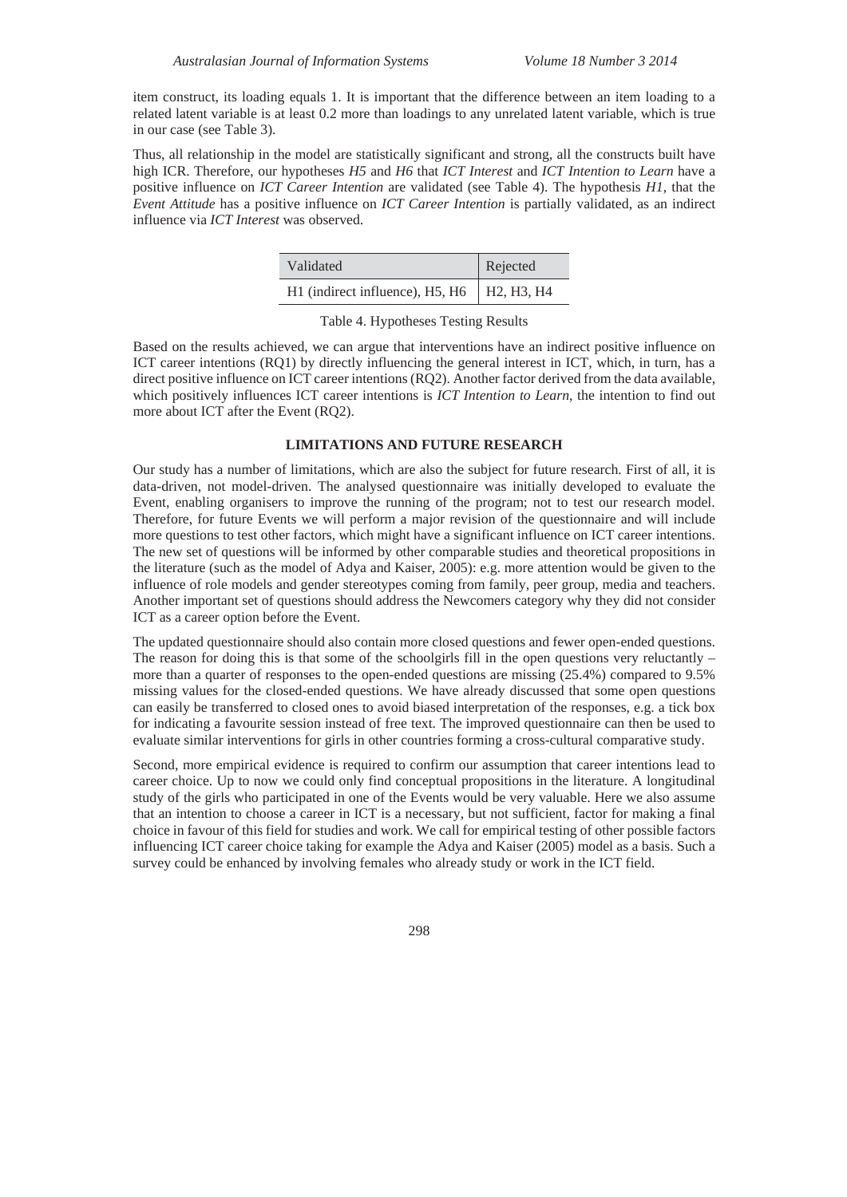item construct, its loading equals 1. It is important that the difference between an item loading to a related latent variable is at least 0.2 more than loadings to any unrelated latent variable, which is true in our case (see Table 3).

Thus, all relationship in the model are statistically significant and strong, all the constructs built have high ICR. Therefore, our hypotheses *H5* and *H6* that *ICT Interest* and *ICT Intention to Learn* have a positive influence on *ICT Career Intention* are validated (see Table 4). The hypothesis *H1*, that the *Event Attitude* has a positive influence on *ICT Career Intention* is partially validated, as an indirect influence via *ICT Interest* was observed.

| Validated | Rejected |
|---|---|
| H1 (indirect influence), H5, H6 | H2, H3, H4 |

Table 4. Hypotheses Testing Results

Based on the results achieved, we can argue that interventions have an indirect positive influence on ICT career intentions (RQ1) by directly influencing the general interest in ICT, which, in turn, has a direct positive influence on ICT career intentions (RQ2). Another factor derived from the data available, which positively influences ICT career intentions is *ICT Intention to Learn*, the intention to find out more about ICT after the Event (RQ2).

## LIMITATIONS AND FUTURE RESEARCH

Our study has a number of limitations, which are also the subject for future research. First of all, it is data-driven, not model-driven. The analysed questionnaire was initially developed to evaluate the Event, enabling organisers to improve the running of the program; not to test our research model. Therefore, for future Events we will perform a major revision of the questionnaire and will include more questions to test other factors, which might have a significant influence on ICT career intentions. The new set of questions will be informed by other comparable studies and theoretical propositions in the literature (such as the model of Adya and Kaiser, 2005): e.g. more attention would be given to the influence of role models and gender stereotypes coming from family, peer group, media and teachers. Another important set of questions should address the Newcomers category why they did not consider ICT as a career option before the Event.

The updated questionnaire should also contain more closed questions and fewer open-ended questions. The reason for doing this is that some of the schoolgirls fill in the open questions very reluctantly – more than a quarter of responses to the open-ended questions are missing (25.4%) compared to 9.5% missing values for the closed-ended questions. We have already discussed that some open questions can easily be transferred to closed ones to avoid biased interpretation of the responses, e.g. a tick box for indicating a favourite session instead of free text. The improved questionnaire can then be used to evaluate similar interventions for girls in other countries forming a cross-cultural comparative study.

Second, more empirical evidence is required to confirm our assumption that career intentions lead to career choice. Up to now we could only find conceptual propositions in the literature. A longitudinal study of the girls who participated in one of the Events would be very valuable. Here we also assume that an intention to choose a career in ICT is a necessary, but not sufficient, factor for making a final choice in favour of this field for studies and work. We call for empirical testing of other possible factors influencing ICT career choice taking for example the Adya and Kaiser (2005) model as a basis. Such a survey could be enhanced by involving females who already study or work in the ICT field.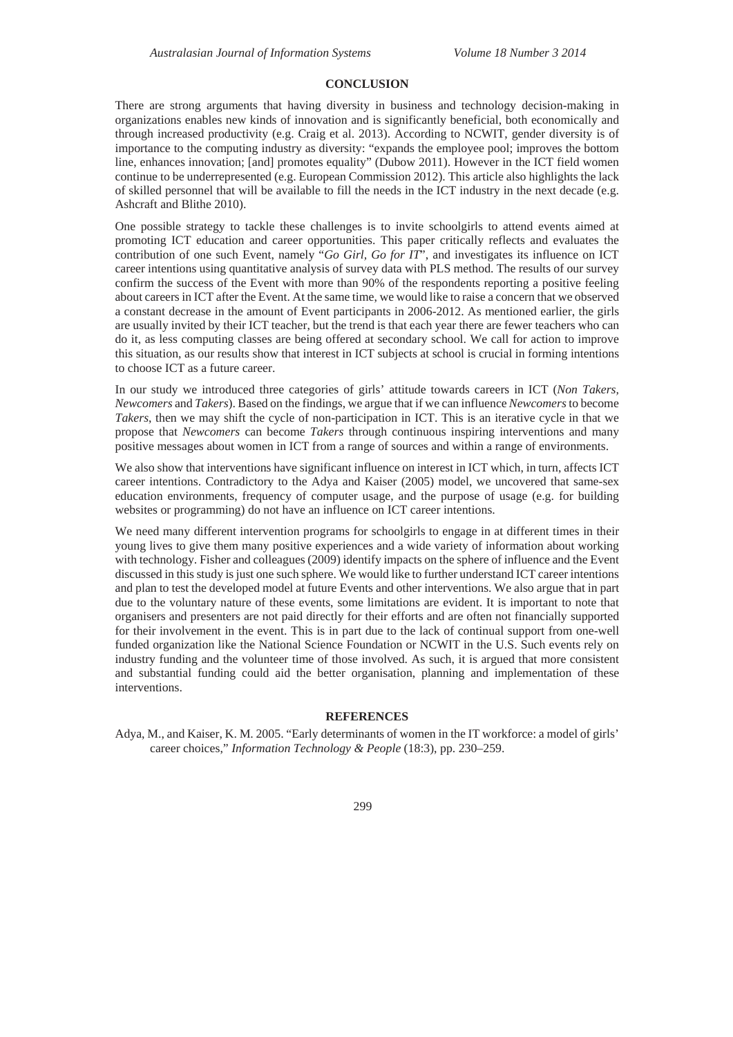## CONCLUSION

There are strong arguments that having diversity in business and technology decision-making in organizations enables new kinds of innovation and is significantly beneficial, both economically and through increased productivity (e.g. Craig et al. 2013). According to NCWIT, gender diversity is of importance to the computing industry as diversity: "expands the employee pool; improves the bottom line, enhances innovation; [and] promotes equality" (Dubow 2011). However in the ICT field women continue to be underrepresented (e.g. European Commission 2012). This article also highlights the lack of skilled personnel that will be available to fill the needs in the ICT industry in the next decade (e.g. Ashcraft and Blithe 2010).

One possible strategy to tackle these challenges is to invite schoolgirls to attend events aimed at promoting ICT education and career opportunities. This paper critically reflects and evaluates the contribution of one such Event, namely "*Go Girl, Go for IT*", and investigates its influence on ICT career intentions using quantitative analysis of survey data with PLS method. The results of our survey confirm the success of the Event with more than 90% of the respondents reporting a positive feeling about careers in ICT after the Event. At the same time, we would like to raise a concern that we observed a constant decrease in the amount of Event participants in 2006-2012. As mentioned earlier, the girls are usually invited by their ICT teacher, but the trend is that each year there are fewer teachers who can do it, as less computing classes are being offered at secondary school. We call for action to improve this situation, as our results show that interest in ICT subjects at school is crucial in forming intentions to choose ICT as a future career.

In our study we introduced three categories of girls' attitude towards careers in ICT (*Non Takers, Newcomers* and *Takers*). Based on the findings, we argue that if we can influence *Newcomers* to become *Takers*, then we may shift the cycle of non-participation in ICT. This is an iterative cycle in that we propose that *Newcomers* can become *Takers* through continuous inspiring interventions and many positive messages about women in ICT from a range of sources and within a range of environments.

We also show that interventions have significant influence on interest in ICT which, in turn, affects ICT career intentions. Contradictory to the Adya and Kaiser (2005) model, we uncovered that same-sex education environments, frequency of computer usage, and the purpose of usage (e.g. for building websites or programming) do not have an influence on ICT career intentions.

We need many different intervention programs for schoolgirls to engage in at different times in their young lives to give them many positive experiences and a wide variety of information about working with technology. Fisher and colleagues (2009) identify impacts on the sphere of influence and the Event discussed in this study is just one such sphere. We would like to further understand ICT career intentions and plan to test the developed model at future Events and other interventions. We also argue that in part due to the voluntary nature of these events, some limitations are evident. It is important to note that organisers and presenters are not paid directly for their efforts and are often not financially supported for their involvement in the event. This is in part due to the lack of continual support from one-well funded organization like the National Science Foundation or NCWIT in the U.S. Such events rely on industry funding and the volunteer time of those involved. As such, it is argued that more consistent and substantial funding could aid the better organisation, planning and implementation of these interventions.

## REFERENCES

Adya, M., and Kaiser, K. M. 2005. "Early determinants of women in the IT workforce: a model of girls' career choices," *Information Technology & People* (18:3), pp. 230–259.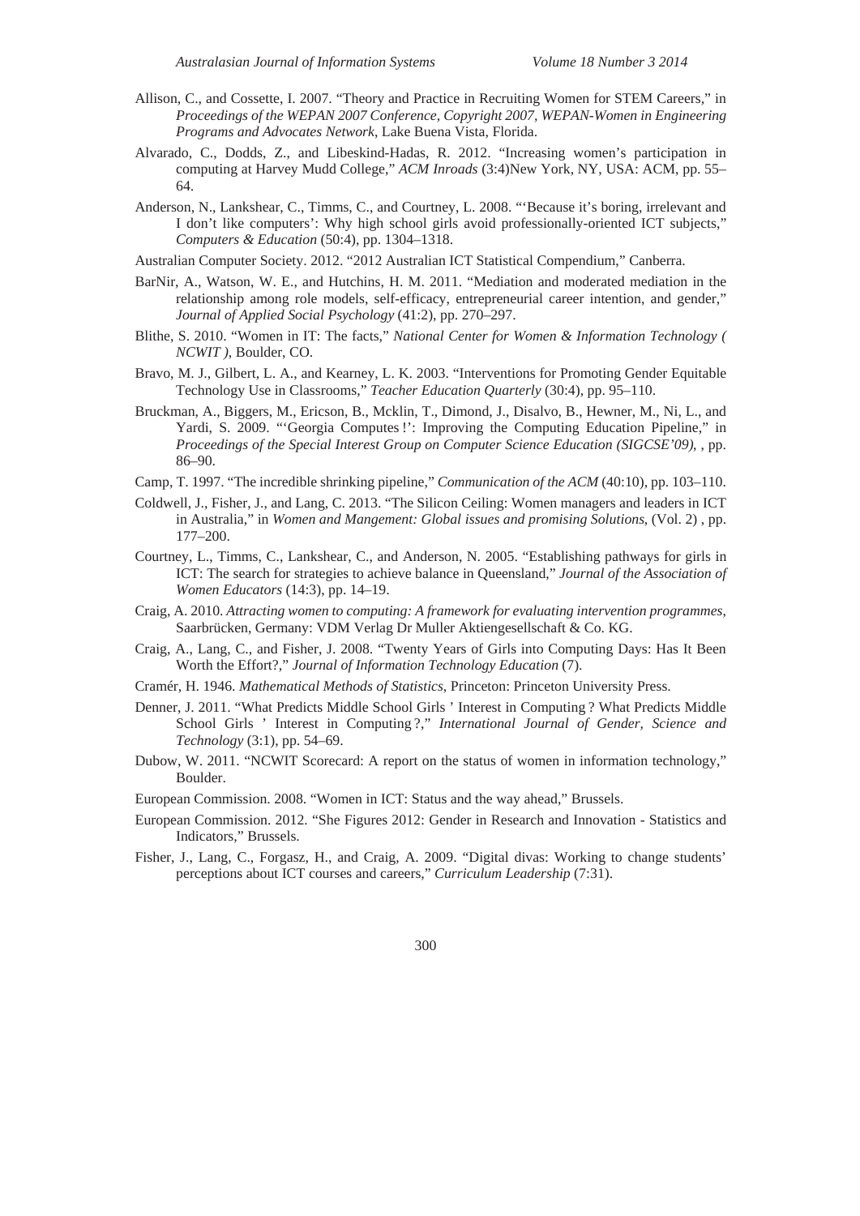Allison, C., and Cossette, I. 2007. "Theory and Practice in Recruiting Women for STEM Careers," in *Proceedings of the WEPAN 2007 Conference, Copyright 2007, WEPAN-Women in Engineering Programs and Advocates Network*, Lake Buena Vista, Florida.

Alvarado, C., Dodds, Z., and Libeskind-Hadas, R. 2012. "Increasing women's participation in computing at Harvey Mudd College," *ACM Inroads* (3:4)New York, NY, USA: ACM, pp. 55–64.

Anderson, N., Lankshear, C., Timms, C., and Courtney, L. 2008. "'Because it's boring, irrelevant and I don't like computers': Why high school girls avoid professionally-oriented ICT subjects," *Computers & Education* (50:4), pp. 1304–1318.

Australian Computer Society. 2012. "2012 Australian ICT Statistical Compendium," Canberra.

BarNir, A., Watson, W. E., and Hutchins, H. M. 2011. "Mediation and moderated mediation in the relationship among role models, self-efficacy, entrepreneurial career intention, and gender," *Journal of Applied Social Psychology* (41:2), pp. 270–297.

Blithe, S. 2010. "Women in IT: The facts," *National Center for Women & Information Technology ( NCWIT )*, Boulder, CO.

Bravo, M. J., Gilbert, L. A., and Kearney, L. K. 2003. "Interventions for Promoting Gender Equitable Technology Use in Classrooms," *Teacher Education Quarterly* (30:4), pp. 95–110.

Bruckman, A., Biggers, M., Ericson, B., Mcklin, T., Dimond, J., Disalvo, B., Hewner, M., Ni, L., and Yardi, S. 2009. "'Georgia Computes !': Improving the Computing Education Pipeline," in *Proceedings of the Special Interest Group on Computer Science Education (SIGCSE'09)*, , pp. 86–90.

Camp, T. 1997. "The incredible shrinking pipeline," *Communication of the ACM* (40:10), pp. 103–110.

Coldwell, J., Fisher, J., and Lang, C. 2013. "The Silicon Ceiling: Women managers and leaders in ICT in Australia," in *Women and Mangement: Global issues and promising Solutions*, (Vol. 2) , pp. 177–200.

Courtney, L., Timms, C., Lankshear, C., and Anderson, N. 2005. "Establishing pathways for girls in ICT: The search for strategies to achieve balance in Queensland," *Journal of the Association of Women Educators* (14:3), pp. 14–19.

Craig, A. 2010. *Attracting women to computing: A framework for evaluating intervention programmes*, Saarbrücken, Germany: VDM Verlag Dr Muller Aktiengesellschaft & Co. KG.

Craig, A., Lang, C., and Fisher, J. 2008. "Twenty Years of Girls into Computing Days: Has It Been Worth the Effort?," *Journal of Information Technology Education* (7).

Cramér, H. 1946. *Mathematical Methods of Statistics*, Princeton: Princeton University Press.

Denner, J. 2011. "What Predicts Middle School Girls ' Interest in Computing ? What Predicts Middle School Girls ' Interest in Computing ?," *International Journal of Gender, Science and Technology* (3:1), pp. 54–69.

Dubow, W. 2011. "NCWIT Scorecard: A report on the status of women in information technology," Boulder.

European Commission. 2008. "Women in ICT: Status and the way ahead," Brussels.

European Commission. 2012. "She Figures 2012: Gender in Research and Innovation - Statistics and Indicators," Brussels.

Fisher, J., Lang, C., Forgasz, H., and Craig, A. 2009. "Digital divas: Working to change students' perceptions about ICT courses and careers," *Curriculum Leadership* (7:31).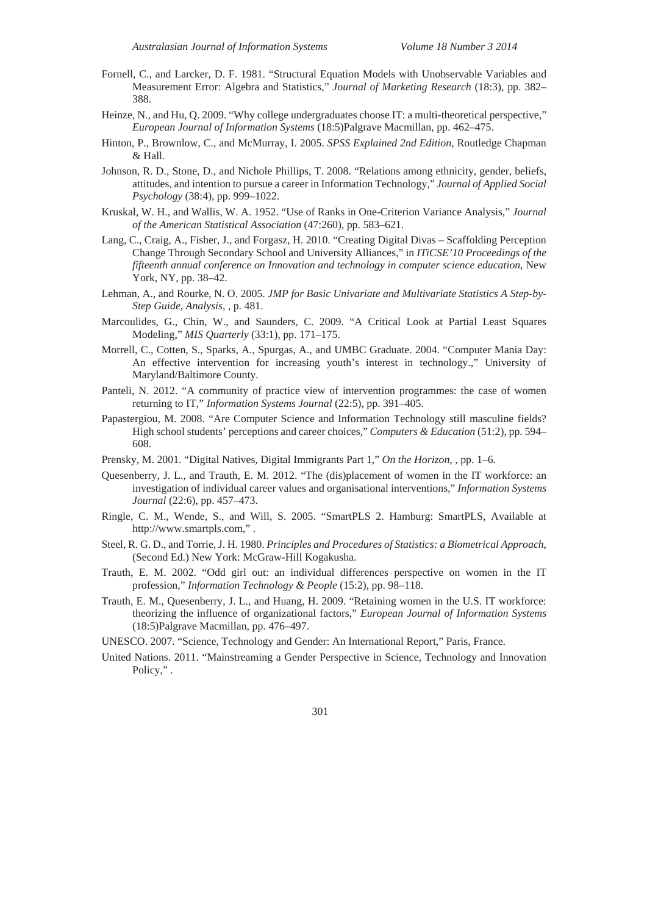Fornell, C., and Larcker, D. F. 1981. "Structural Equation Models with Unobservable Variables and Measurement Error: Algebra and Statistics," *Journal of Marketing Research* (18:3), pp. 382–388.

Heinze, N., and Hu, Q. 2009. "Why college undergraduates choose IT: a multi-theoretical perspective," *European Journal of Information Systems* (18:5)Palgrave Macmillan, pp. 462–475.

Hinton, P., Brownlow, C., and McMurray, I. 2005. *SPSS Explained 2nd Edition*, Routledge Chapman & Hall.

Johnson, R. D., Stone, D., and Nichole Phillips, T. 2008. "Relations among ethnicity, gender, beliefs, attitudes, and intention to pursue a career in Information Technology," *Journal of Applied Social Psychology* (38:4), pp. 999–1022.

Kruskal, W. H., and Wallis, W. A. 1952. "Use of Ranks in One-Criterion Variance Analysis," *Journal of the American Statistical Association* (47:260), pp. 583–621.

Lang, C., Craig, A., Fisher, J., and Forgasz, H. 2010. "Creating Digital Divas – Scaffolding Perception Change Through Secondary School and University Alliances," in *ITiCSE'10 Proceedings of the fifteenth annual conference on Innovation and technology in computer science education*, New York, NY, pp. 38–42.

Lehman, A., and Rourke, N. O. 2005. *JMP for Basic Univariate and Multivariate Statistics A Step-by-Step Guide*, *Analysis*, , p. 481.

Marcoulides, G., Chin, W., and Saunders, C. 2009. "A Critical Look at Partial Least Squares Modeling," *MIS Quarterly* (33:1), pp. 171–175.

Morrell, C., Cotten, S., Sparks, A., Spurgas, A., and UMBC Graduate. 2004. "Computer Mania Day: An effective intervention for increasing youth's interest in technology.," University of Maryland/Baltimore County.

Panteli, N. 2012. "A community of practice view of intervention programmes: the case of women returning to IT," *Information Systems Journal* (22:5), pp. 391–405.

Papastergiou, M. 2008. "Are Computer Science and Information Technology still masculine fields? High school students' perceptions and career choices," *Computers & Education* (51:2), pp. 594–608.

Prensky, M. 2001. "Digital Natives, Digital Immigrants Part 1," *On the Horizon*, , pp. 1–6.

Quesenberry, J. L., and Trauth, E. M. 2012. "The (dis)placement of women in the IT workforce: an investigation of individual career values and organisational interventions," *Information Systems Journal* (22:6), pp. 457–473.

Ringle, C. M., Wende, S., and Will, S. 2005. "SmartPLS 2. Hamburg: SmartPLS, Available at http://www.smartpls.com," .

Steel, R. G. D., and Torrie, J. H. 1980. *Principles and Procedures of Statistics: a Biometrical Approach*, (Second Ed.) New York: McGraw-Hill Kogakusha.

Trauth, E. M. 2002. "Odd girl out: an individual differences perspective on women in the IT profession," *Information Technology & People* (15:2), pp. 98–118.

Trauth, E. M., Quesenberry, J. L., and Huang, H. 2009. "Retaining women in the U.S. IT workforce: theorizing the influence of organizational factors," *European Journal of Information Systems* (18:5)Palgrave Macmillan, pp. 476–497.

UNESCO. 2007. "Science, Technology and Gender: An International Report," Paris, France.

United Nations. 2011. "Mainstreaming a Gender Perspective in Science, Technology and Innovation Policy," .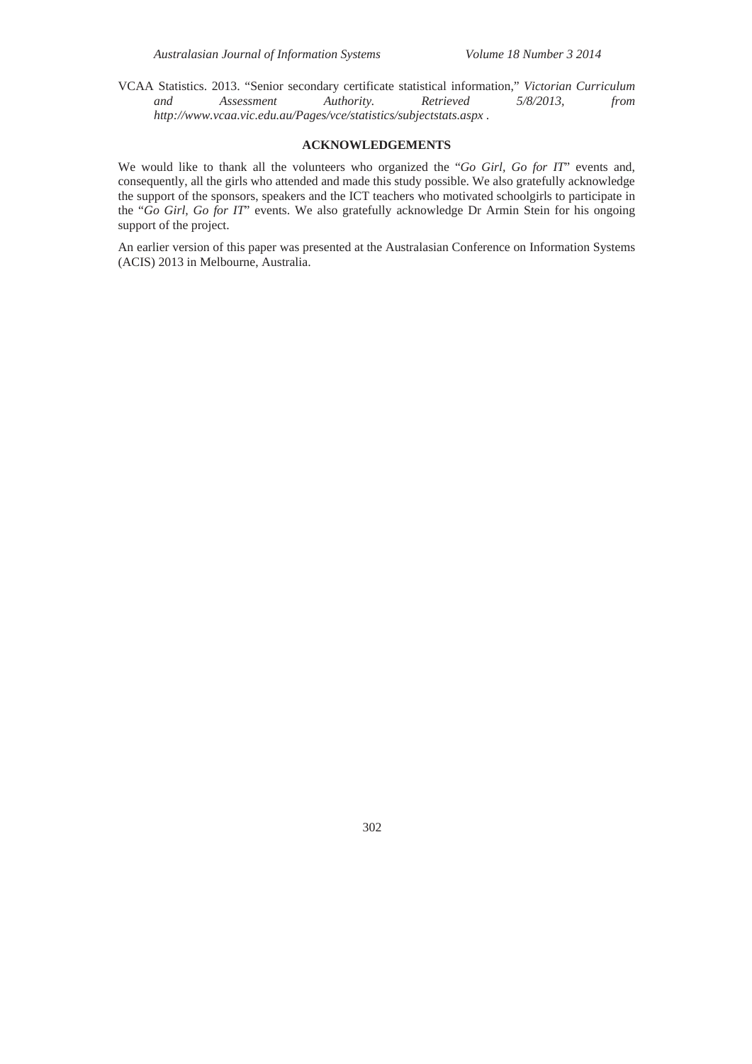VCAA Statistics. 2013. "Senior secondary certificate statistical information," *Victorian Curriculum and Assessment Authority. Retrieved 5/8/2013, from http://www.vcaa.vic.edu.au/Pages/vce/statistics/subjectstats.aspx* .

## ACKNOWLEDGEMENTS

We would like to thank all the volunteers who organized the "*Go Girl, Go for IT*" events and, consequently, all the girls who attended and made this study possible. We also gratefully acknowledge the support of the sponsors, speakers and the ICT teachers who motivated schoolgirls to participate in the "*Go Girl, Go for IT*" events. We also gratefully acknowledge Dr Armin Stein for his ongoing support of the project.

An earlier version of this paper was presented at the Australasian Conference on Information Systems (ACIS) 2013 in Melbourne, Australia.